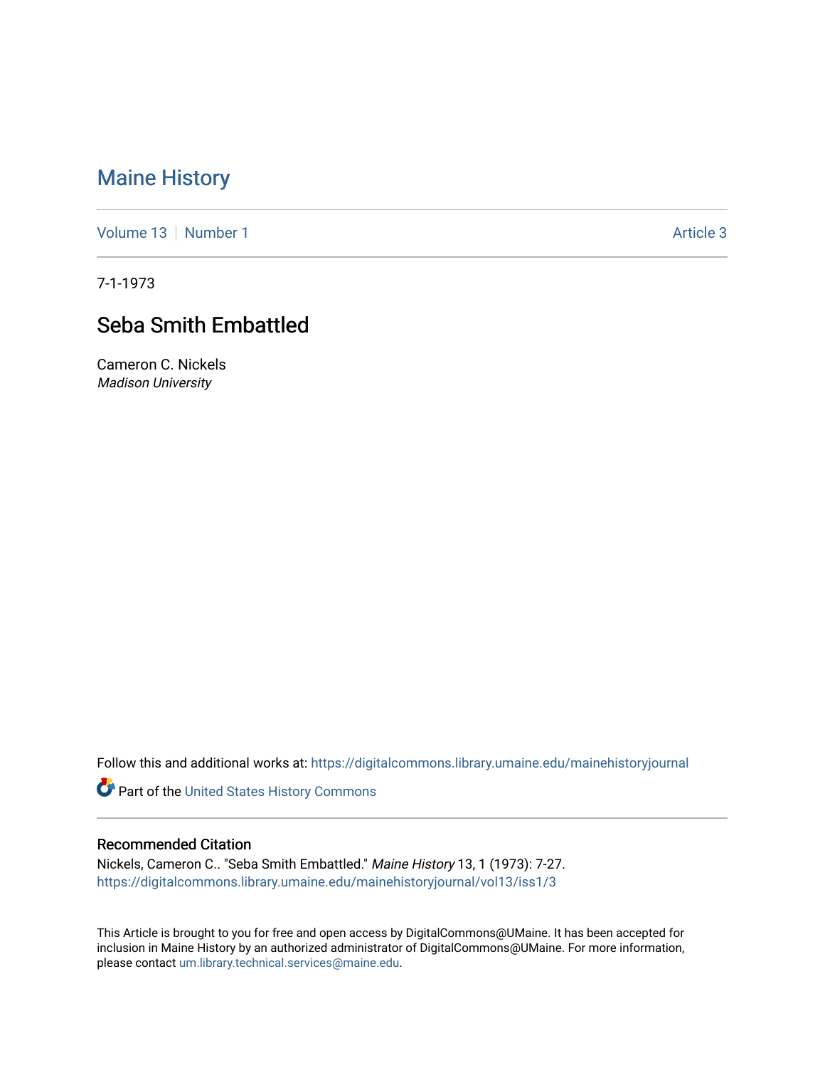# Maine History

Volume 13 | Number 1 | Article 3

7-1-1973

## Seba Smith Embattled

Cameron C. Nickels
*Madison University*

Follow this and additional works at: https://digitalcommons.library.umaine.edu/mainehistoryjournal

Part of the United States History Commons

### Recommended Citation

Nickels, Cameron C.. "Seba Smith Embattled." *Maine History* 13, 1 (1973): 7-27.
https://digitalcommons.library.umaine.edu/mainehistoryjournal/vol13/iss1/3

This Article is brought to you for free and open access by DigitalCommons@UMaine. It has been accepted for inclusion in Maine History by an authorized administrator of DigitalCommons@UMaine. For more information, please contact um.library.technical.services@maine.edu.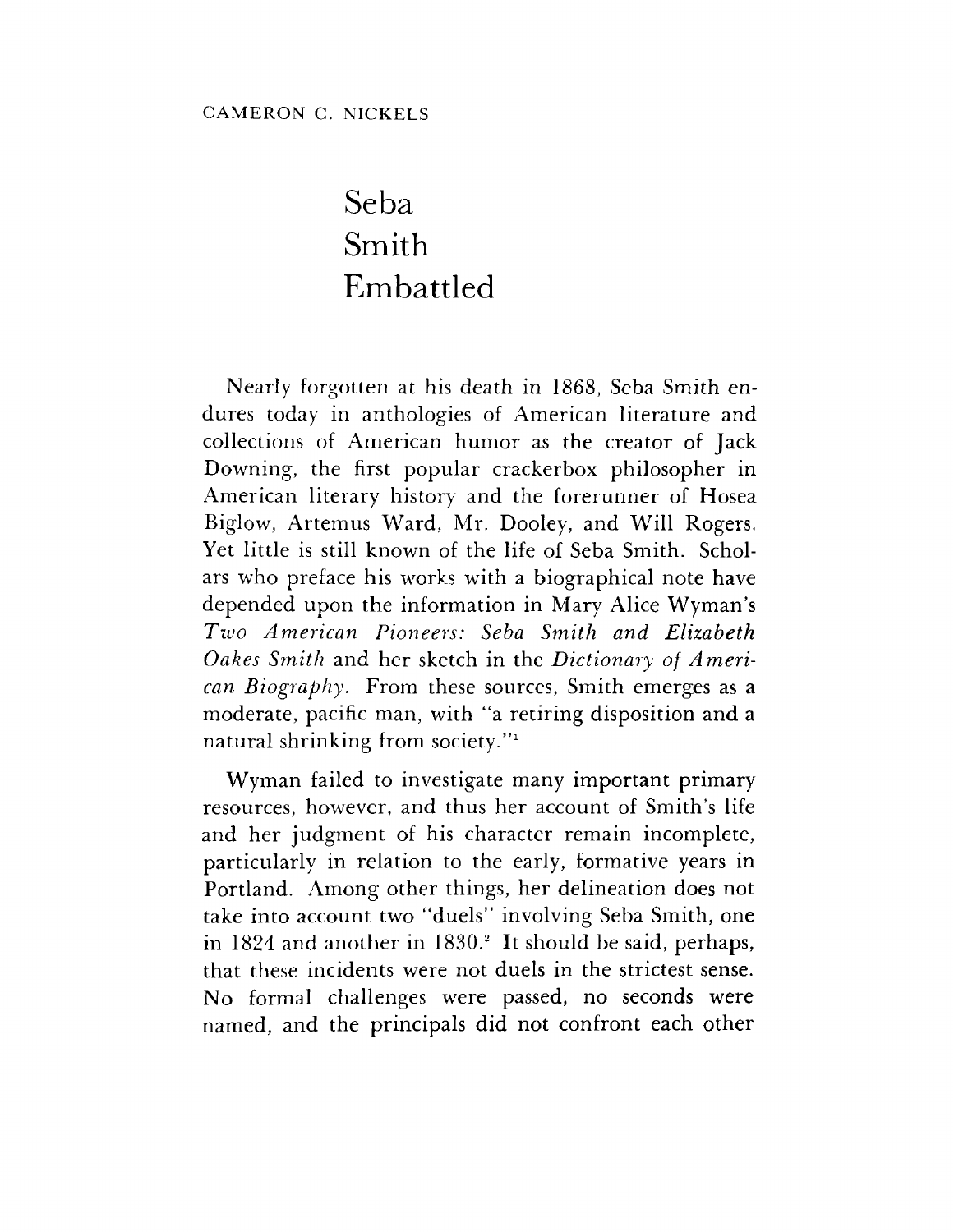CAMERON C. NICKELS

# Seba Smith Embattled

Nearly forgotten at his death in 1868, Seba Smith endures today in anthologies of American literature and collections of American humor as the creator of Jack Downing, the first popular crackerbox philosopher in American literary history and the forerunner of Hosea Biglow, Artemus Ward, Mr. Dooley, and Will Rogers. Yet little is still known of the life of Seba Smith. Scholars who preface his works with a biographical note have depended upon the information in Mary Alice Wyman's *Two American Pioneers: Seba Smith and Elizabeth Oakes Smith* and her sketch in the *Dictionary of American Biography.* From these sources, Smith emerges as a moderate, pacific man, with "a retiring disposition and a natural shrinking from society."[1]

Wyman failed to investigate many important primary resources, however, and thus her account of Smith's life and her judgment of his character remain incomplete, particularly in relation to the early, formative years in Portland. Among other things, her delineation does not take into account two "duels" involving Seba Smith, one in 1824 and another in 1830.[2] It should be said, perhaps, that these incidents were not duels in the strictest sense. No formal challenges were passed, no seconds were named, and the principals did not confront each other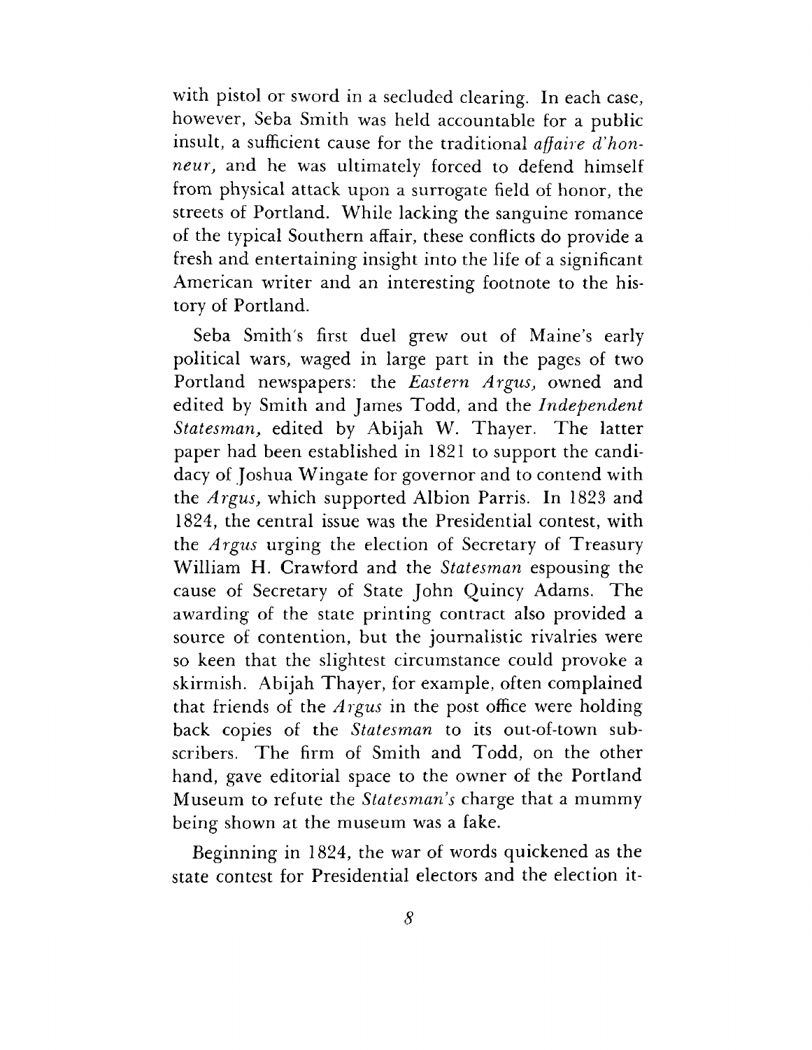with pistol or sword in a secluded clearing. In each case, however, Seba Smith was held accountable for a public insult, a sufficient cause for the traditional *affaire d'honneur,* and he was ultimately forced to defend himself from physical attack upon a surrogate field of honor, the streets of Portland. While lacking the sanguine romance of the typical Southern affair, these conflicts do provide a fresh and entertaining insight into the life of a significant American writer and an interesting footnote to the history of Portland.

Seba Smith's first duel grew out of Maine's early political wars, waged in large part in the pages of two Portland newspapers: the *Eastern Argus,* owned and edited by Smith and James Todd, and the *Independent Statesman,* edited by Abijah W. Thayer. The latter paper had been established in 1821 to support the candidacy of Joshua Wingate for governor and to contend with the *Argus,* which supported Albion Parris. In 1823 and 1824, the central issue was the Presidential contest, with the *Argus* urging the election of Secretary of Treasury William H. Crawford and the *Statesman* espousing the cause of Secretary of State John Quincy Adams. The awarding of the state printing contract also provided a source of contention, but the journalistic rivalries were so keen that the slightest circumstance could provoke a skirmish. Abijah Thayer, for example, often complained that friends of the *Argus* in the post office were holding back copies of the *Statesman* to its out-of-town subscribers. The firm of Smith and Todd, on the other hand, gave editorial space to the owner of the Portland Museum to refute the *Statesman's* charge that a mummy being shown at the museum was a fake.

Beginning in 1824, the war of words quickened as the state contest for Presidential electors and the election it-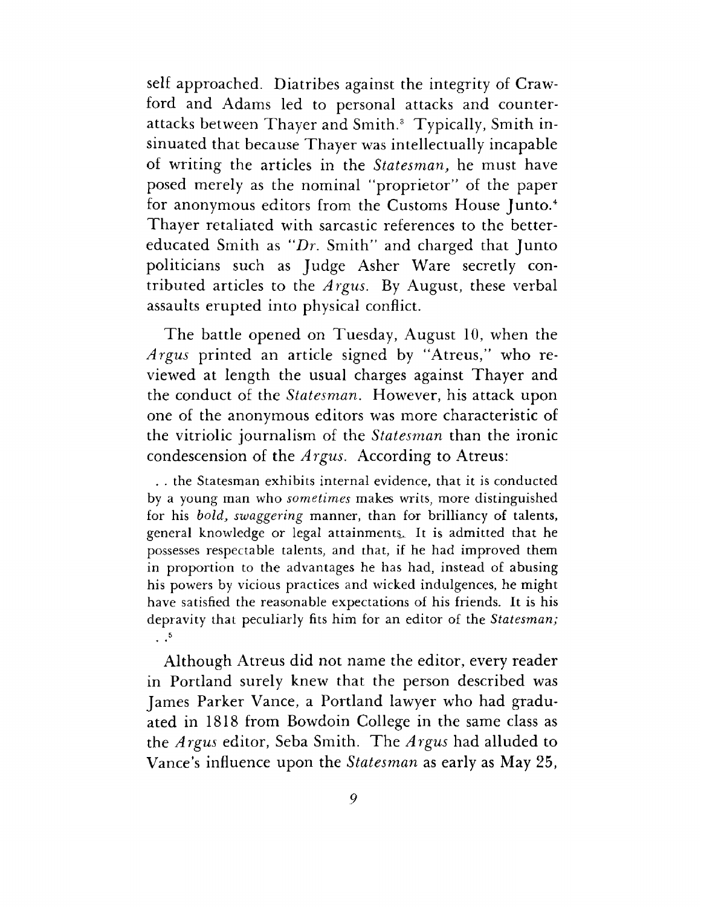self approached. Diatribes against the integrity of Crawford and Adams led to personal attacks and counter-attacks between Thayer and Smith.[3] Typically, Smith insinuated that because Thayer was intellectually incapable of writing the articles in the *Statesman*, he must have posed merely as the nominal "proprietor" of the paper for anonymous editors from the Customs House Junto.[4] Thayer retaliated with sarcastic references to the better-educated Smith as "*Dr.* Smith" and charged that Junto politicians such as Judge Asher Ware secretly contributed articles to the *Argus*. By August, these verbal assaults erupted into physical conflict.

The battle opened on Tuesday, August 10, when the *Argus* printed an article signed by "Atreus," who reviewed at length the usual charges against Thayer and the conduct of the *Statesman*. However, his attack upon one of the anonymous editors was more characteristic of the vitriolic journalism of the *Statesman* than the ironic condescension of the *Argus*. According to Atreus:

> . . the Statesman exhibits internal evidence, that it is conducted by a young man who *sometimes* makes writs, more distinguished for his *bold, swaggering* manner, than for brilliancy of talents, general knowledge or legal attainments. It is admitted that he possesses respectable talents, and that, if he had improved them in proportion to the advantages he has had, instead of abusing his powers by vicious practices and wicked indulgences, he might have satisfied the reasonable expectations of his friends. It is his depravity that peculiarly fits him for an editor of the *Statesman;* . .[5]

Although Atreus did not name the editor, every reader in Portland surely knew that the person described was James Parker Vance, a Portland lawyer who had graduated in 1818 from Bowdoin College in the same class as the *Argus* editor, Seba Smith. The *Argus* had alluded to Vance's influence upon the *Statesman* as early as May 25,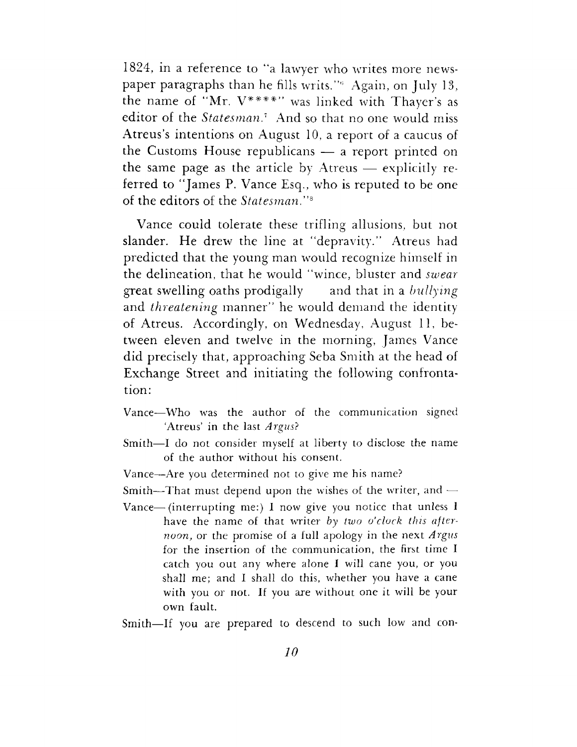1824, in a reference to "a lawyer who writes more newspaper paragraphs than he fills writs."[6] Again, on July 13, the name of "Mr. V\*\*\*\*" was linked with Thayer's as editor of the *Statesman*.[7] And so that no one would miss Atreus's intentions on August 10, a report of a caucus of the Customs House republicans — a report printed on the same page as the article by Atreus — explicitly referred to "James P. Vance Esq., who is reputed to be one of the editors of the *Statesman*."[8]

Vance could tolerate these trifling allusions, but not slander. He drew the line at "depravity." Atreus had predicted that the young man would recognize himself in the delineation, that he would "wince, bluster and *swear* great swelling oaths prodigally and that in a *bullying* and *threatening* manner" he would demand the identity of Atreus. Accordingly, on Wednesday, August 11, between eleven and twelve in the morning, James Vance did precisely that, approaching Seba Smith at the head of Exchange Street and initiating the following confrontation:

Vance—Who was the author of the communication signed 'Atreus' in the last *Argus*?

Smith—I do not consider myself at liberty to disclose the name of the author without his consent.

Vance—Are you determined not to give me his name?

Smith—That must depend upon the wishes of the writer, and —

Vance—(interrupting me:) I now give you notice that unless I have the name of that writer *by two o'clock this afternoon*, or the promise of a full apology in the next *Argus* for the insertion of the communication, the first time I catch you out any where alone I will cane you, or you shall me; and I shall do this, whether you have a cane with you or not. If you are without one it will be your own fault.

Smith—If you are prepared to descend to such low and con-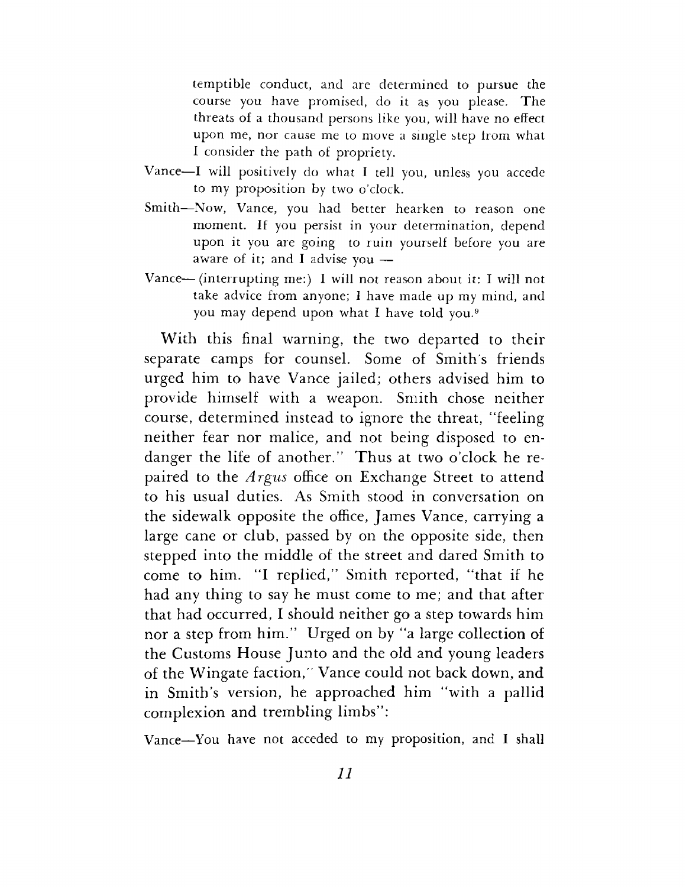temptible conduct, and are determined to pursue the course you have promised, do it as you please. The threats of a thousand persons like you, will have no effect upon me, nor cause me to move a single step from what I consider the path of propriety.

Vance—I will positively do what I tell you, unless you accede to my proposition by two o'clock.

Smith—Now, Vance, you had better hearken to reason one moment. If you persist in your determination, depend upon it you are going to ruin yourself before you are aware of it; and I advise you —

Vance— (interrupting me:) I will not reason about it: I will not take advice from anyone; I have made up my mind, and you may depend upon what I have told you.[9]

With this final warning, the two departed to their separate camps for counsel. Some of Smith's friends urged him to have Vance jailed; others advised him to provide himself with a weapon. Smith chose neither course, determined instead to ignore the threat, "feeling neither fear nor malice, and not being disposed to endanger the life of another." Thus at two o'clock he repaired to the *Argus* office on Exchange Street to attend to his usual duties. As Smith stood in conversation on the sidewalk opposite the office, James Vance, carrying a large cane or club, passed by on the opposite side, then stepped into the middle of the street and dared Smith to come to him. "I replied," Smith reported, "that if he had any thing to say he must come to me; and that after that had occurred, I should neither go a step towards him nor a step from him." Urged on by "a large collection of the Customs House Junto and the old and young leaders of the Wingate faction," Vance could not back down, and in Smith's version, he approached him "with a pallid complexion and trembling limbs":

Vance—You have not acceded to my proposition, and I shall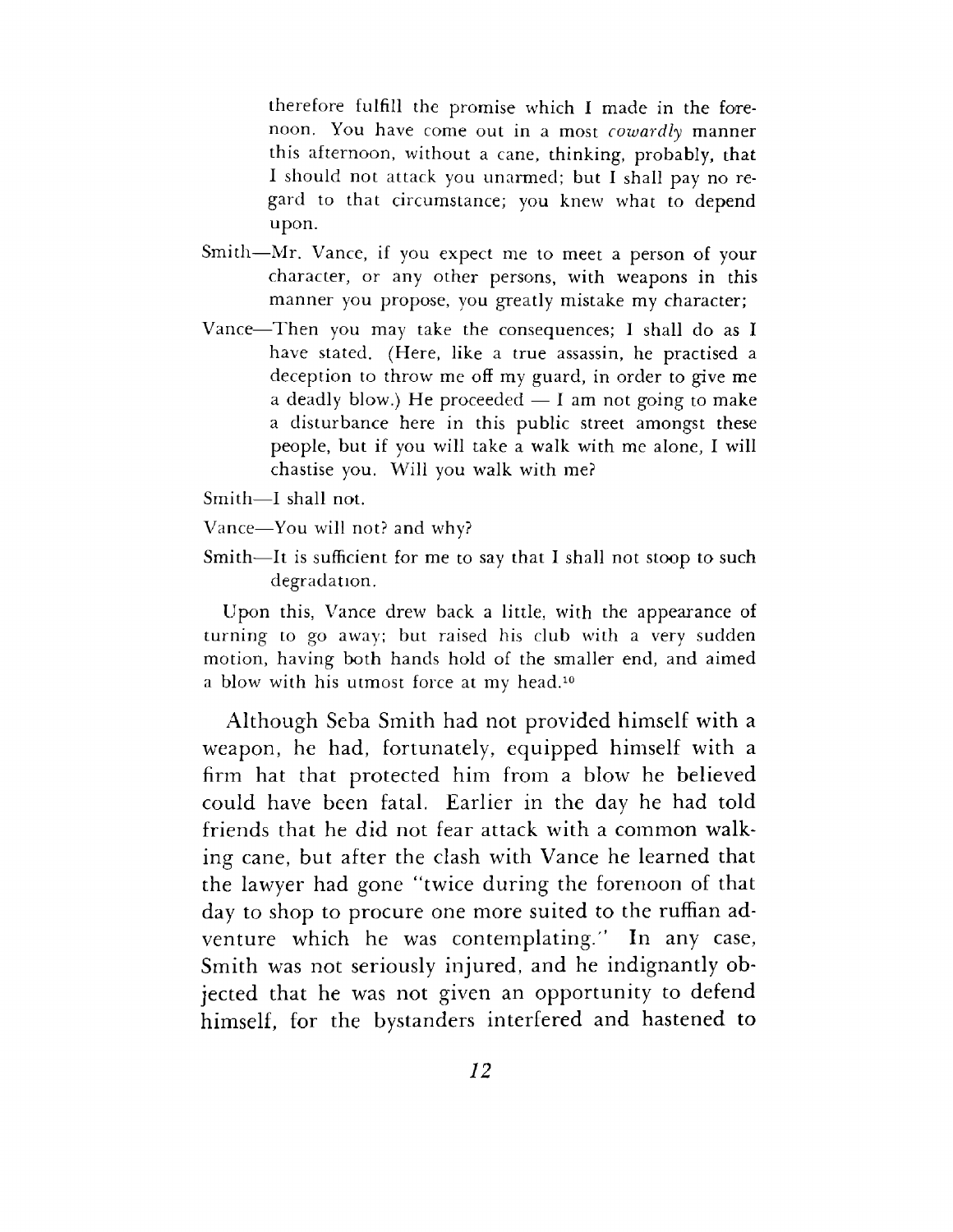therefore fulfill the promise which I made in the forenoon. You have come out in a most *cowardly* manner this afternoon, without a cane, thinking, probably, that I should not attack you unarmed; but I shall pay no regard to that circumstance; you knew what to depend upon.

Smith—Mr. Vance, if you expect me to meet a person of your character, or any other persons, with weapons in this manner you propose, you greatly mistake my character;

Vance—Then you may take the consequences; I shall do as I have stated. (Here, like a true assassin, he practised a deception to throw me off my guard, in order to give me a deadly blow.) He proceeded — I am not going to make a disturbance here in this public street amongst these people, but if you will take a walk with me alone, I will chastise you. Will you walk with me?

Smith—I shall not.

Vance—You will not? and why?

Smith—It is sufficient for me to say that I shall not stoop to such degradation.

Upon this, Vance drew back a little, with the appearance of turning to go away; but raised his club with a very sudden motion, having both hands hold of the smaller end, and aimed a blow with his utmost force at my head.[10]

Although Seba Smith had not provided himself with a weapon, he had, fortunately, equipped himself with a firm hat that protected him from a blow he believed could have been fatal. Earlier in the day he had told friends that he did not fear attack with a common walking cane, but after the clash with Vance he learned that the lawyer had gone "twice during the forenoon of that day to shop to procure one more suited to the ruffian adventure which he was contemplating." In any case, Smith was not seriously injured, and he indignantly objected that he was not given an opportunity to defend himself, for the bystanders interfered and hastened to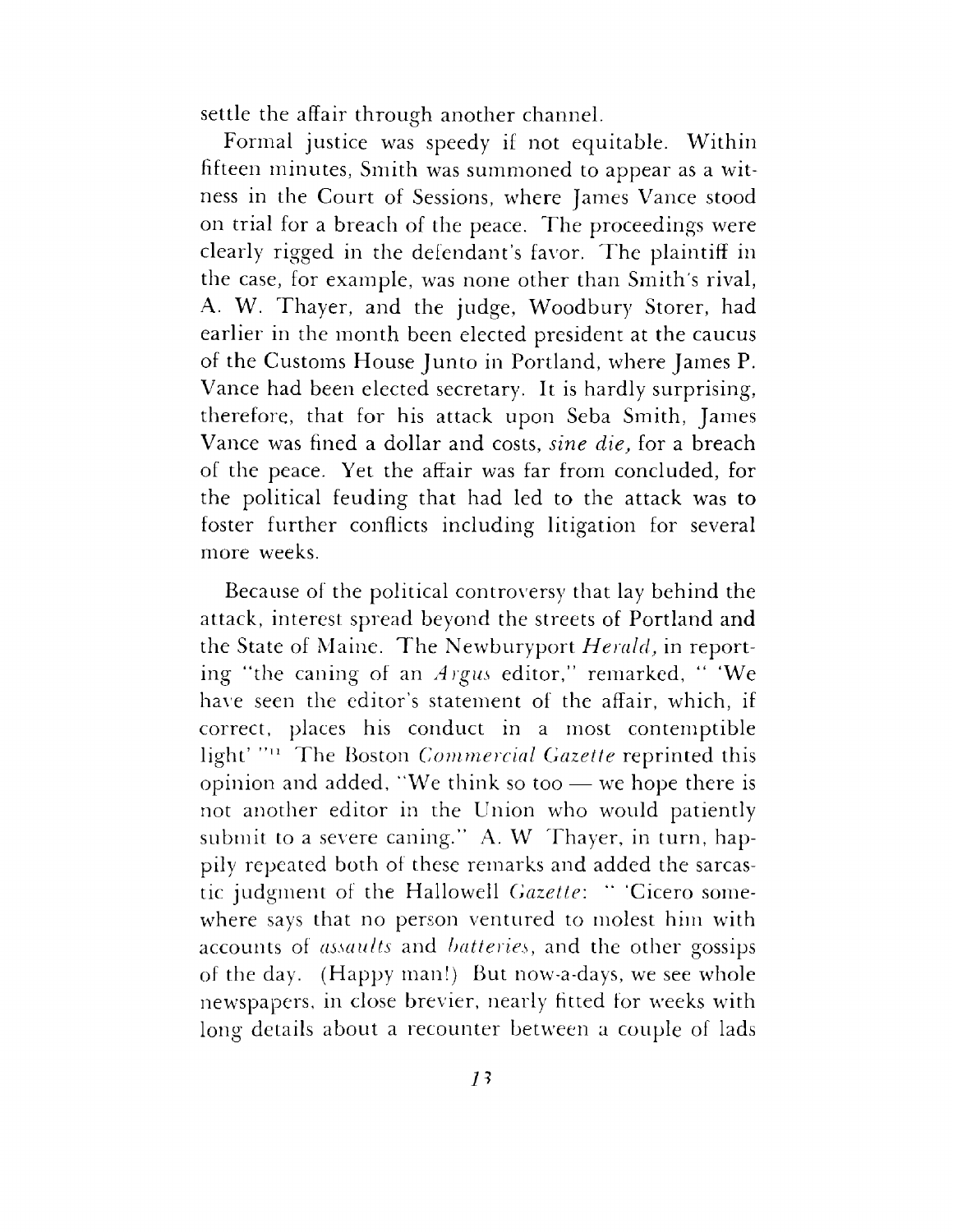settle the affair through another channel.

Formal justice was speedy if not equitable. Within fifteen minutes, Smith was summoned to appear as a witness in the Court of Sessions, where James Vance stood on trial for a breach of the peace. The proceedings were clearly rigged in the defendant's favor. The plaintiff in the case, for example, was none other than Smith's rival, A. W. Thayer, and the judge, Woodbury Storer, had earlier in the month been elected president at the caucus of the Customs House Junto in Portland, where James P. Vance had been elected secretary. It is hardly surprising, therefore, that for his attack upon Seba Smith, James Vance was fined a dollar and costs, *sine die,* for a breach of the peace. Yet the affair was far from concluded, for the political feuding that had led to the attack was to foster further conflicts including litigation for several more weeks.

Because of the political controversy that lay behind the attack, interest spread beyond the streets of Portland and the State of Maine. The Newburyport *Herald,* in reporting "the caning of an *Argus* editor," remarked, " 'We have seen the editor's statement of the affair, which, if correct, places his conduct in a most contemptible light' "[11] The Boston *Commercial Gazette* reprinted this opinion and added, "We think so too — we hope there is not another editor in the Union who would patiently submit to a severe caning." A. W Thayer, in turn, happily repeated both of these remarks and added the sarcastic judgment of the Hallowell *Gazette*: " 'Cicero somewhere says that no person ventured to molest him with accounts of *assaults* and *batteries*, and the other gossips of the day. (Happy man!) But now-a-days, we see whole newspapers, in close brevier, nearly fitted for weeks with long details about a recounter between a couple of lads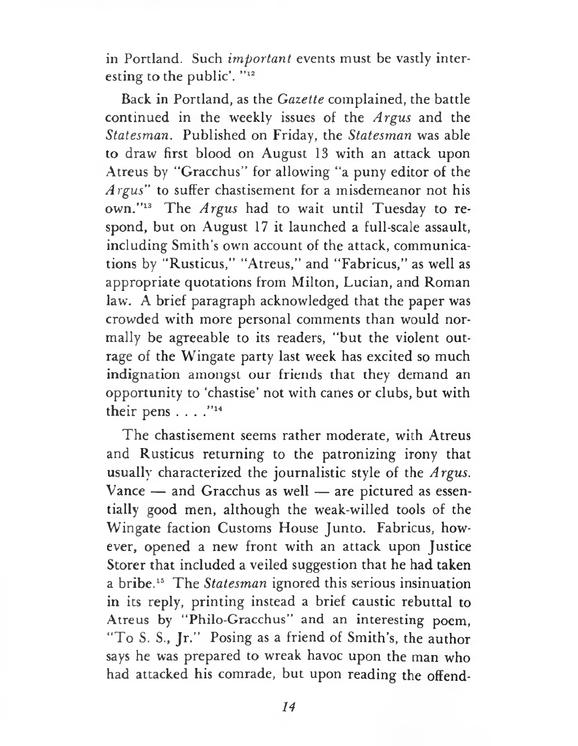in Portland. Such *important* events must be vastly interesting to the public'. "[12]

Back in Portland, as the *Gazette* complained, the battle continued in the weekly issues of the *Argus* and the *Statesman*. Published on Friday, the *Statesman* was able to draw first blood on August 13 with an attack upon Atreus by "Gracchus" for allowing "a puny editor of the *Argus*" to suffer chastisement for a misdemeanor not his own."[13] The *Argus* had to wait until Tuesday to respond, but on August 17 it launched a full-scale assault, including Smith's own account of the attack, communications by "Rusticus," "Atreus," and "Fabricus," as well as appropriate quotations from Milton, Lucian, and Roman law. A brief paragraph acknowledged that the paper was crowded with more personal comments than would normally be agreeable to its readers, "but the violent outrage of the Wingate party last week has excited so much indignation amongst our friends that they demand an opportunity to 'chastise' not with canes or clubs, but with their pens . . . ."[14]

The chastisement seems rather moderate, with Atreus and Rusticus returning to the patronizing irony that usually characterized the journalistic style of the *Argus*. Vance — and Gracchus as well — are pictured as essentially good men, although the weak-willed tools of the Wingate faction Customs House Junto. Fabricus, however, opened a new front with an attack upon Justice Storer that included a veiled suggestion that he had taken a bribe.[15] The *Statesman* ignored this serious insinuation in its reply, printing instead a brief caustic rebuttal to Atreus by "Philo-Gracchus" and an interesting poem, "To S. S., Jr." Posing as a friend of Smith's, the author says he was prepared to wreak havoc upon the man who had attacked his comrade, but upon reading the offend-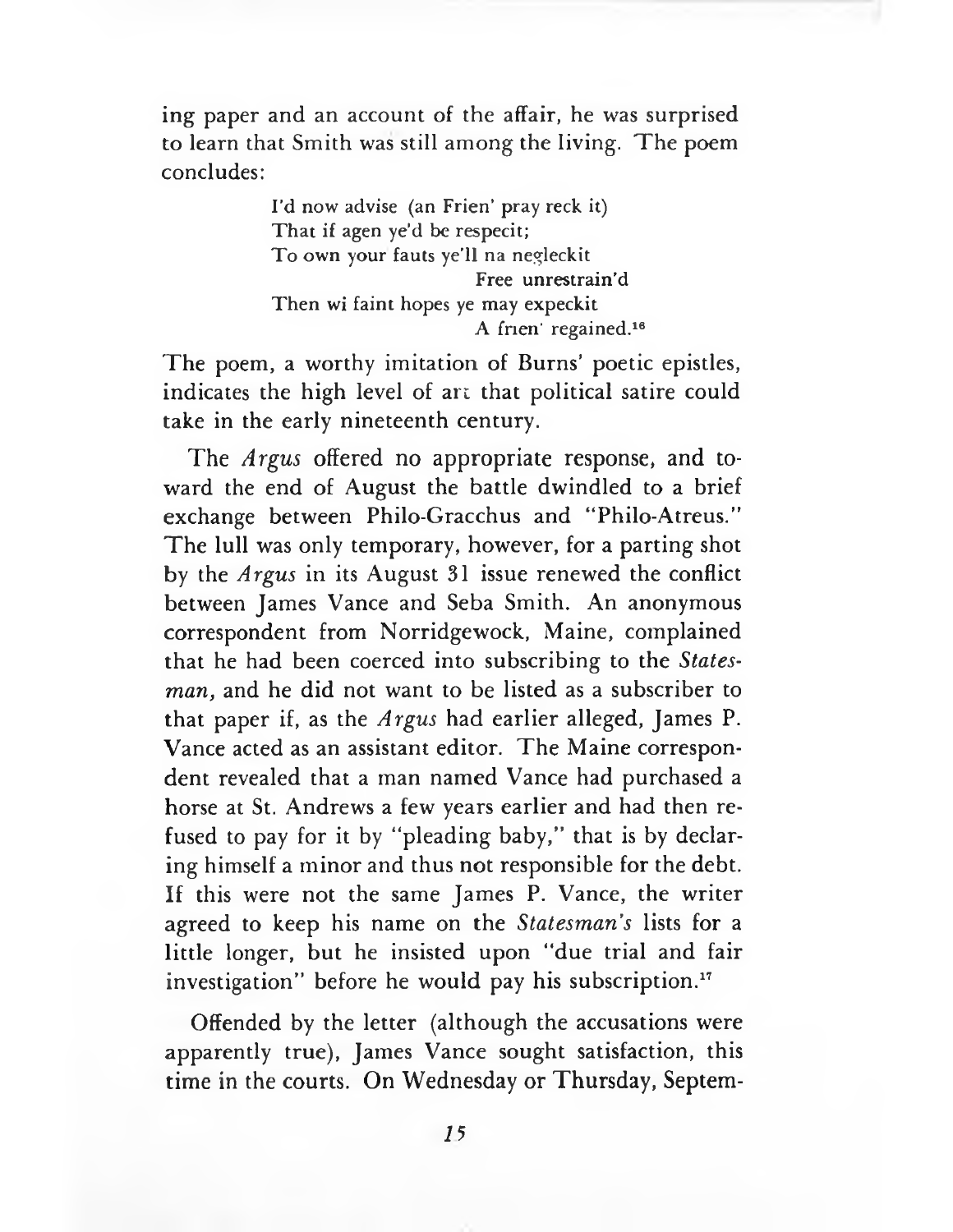ing paper and an account of the affair, he was surprised to learn that Smith was still among the living. The poem concludes:

> I'd now advise (an Frien' pray reck it)
> That if agen ye'd be respecit;
> To own your fauts ye'll na negleckit
> Free unrestrain'd
> Then wi faint hopes ye may expeckit
> A frien' regained.[16]

The poem, a worthy imitation of Burns' poetic epistles, indicates the high level of art that political satire could take in the early nineteenth century.

The *Argus* offered no appropriate response, and toward the end of August the battle dwindled to a brief exchange between Philo-Gracchus and "Philo-Atreus." The lull was only temporary, however, for a parting shot by the *Argus* in its August 31 issue renewed the conflict between James Vance and Seba Smith. An anonymous correspondent from Norridgewock, Maine, complained that he had been coerced into subscribing to the *Statesman,* and he did not want to be listed as a subscriber to that paper if, as the *Argus* had earlier alleged, James P. Vance acted as an assistant editor. The Maine correspondent revealed that a man named Vance had purchased a horse at St. Andrews a few years earlier and had then refused to pay for it by "pleading baby," that is by declaring himself a minor and thus not responsible for the debt. If this were not the same James P. Vance, the writer agreed to keep his name on the *Statesman's* lists for a little longer, but he insisted upon "due trial and fair investigation" before he would pay his subscription.[17]

Offended by the letter (although the accusations were apparently true), James Vance sought satisfaction, this time in the courts. On Wednesday or Thursday, Septem-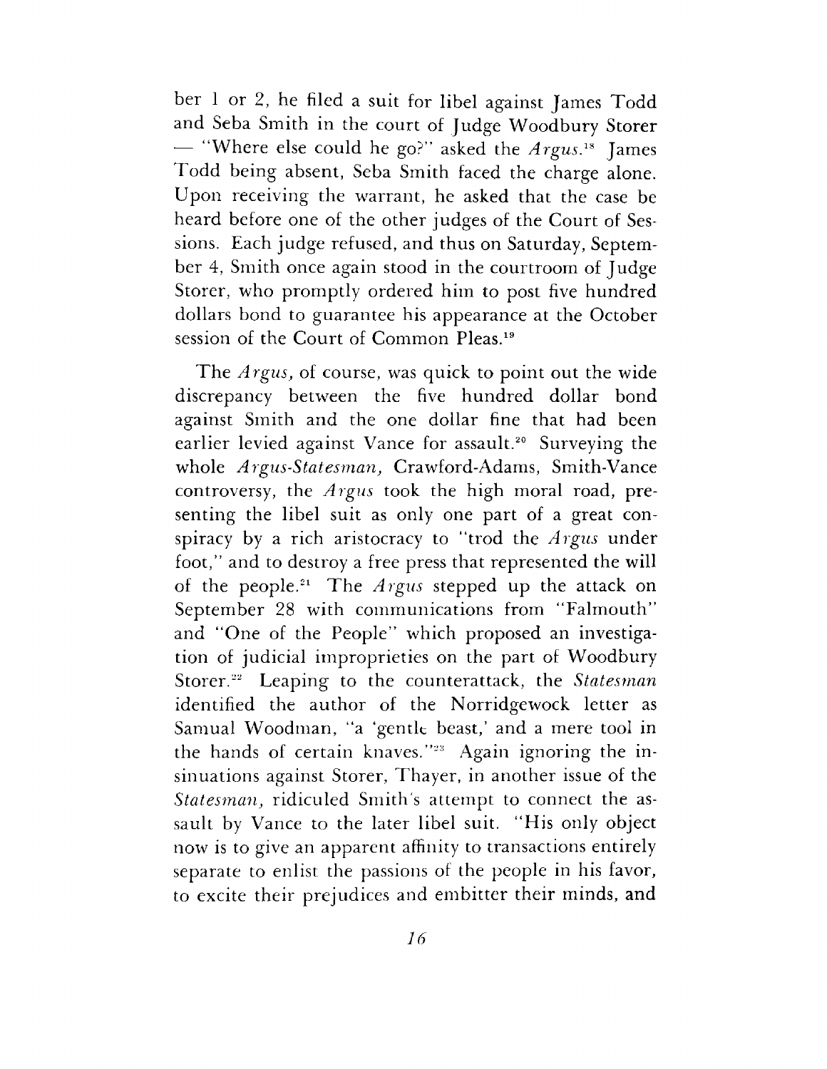ber 1 or 2, he filed a suit for libel against James Todd and Seba Smith in the court of Judge Woodbury Storer — "Where else could he go?" asked the *Argus*.[18] James Todd being absent, Seba Smith faced the charge alone. Upon receiving the warrant, he asked that the case be heard before one of the other judges of the Court of Sessions. Each judge refused, and thus on Saturday, September 4, Smith once again stood in the courtroom of Judge Storer, who promptly ordered him to post five hundred dollars bond to guarantee his appearance at the October session of the Court of Common Pleas.[19]

The *Argus*, of course, was quick to point out the wide discrepancy between the five hundred dollar bond against Smith and the one dollar fine that had been earlier levied against Vance for assault.[20] Surveying the whole *Argus-Statesman*, Crawford-Adams, Smith-Vance controversy, the *Argus* took the high moral road, presenting the libel suit as only one part of a great conspiracy by a rich aristocracy to "trod the *Argus* under foot," and to destroy a free press that represented the will of the people.[21] The *Argus* stepped up the attack on September 28 with communications from "Falmouth" and "One of the People" which proposed an investigation of judicial improprieties on the part of Woodbury Storer.[22] Leaping to the counterattack, the *Statesman* identified the author of the Norridgewock letter as Samual Woodman, "a 'gentle beast,' and a mere tool in the hands of certain knaves."[23] Again ignoring the insinuations against Storer, Thayer, in another issue of the *Statesman*, ridiculed Smith's attempt to connect the assault by Vance to the later libel suit. "His only object now is to give an apparent affinity to transactions entirely separate to enlist the passions of the people in his favor, to excite their prejudices and embitter their minds, and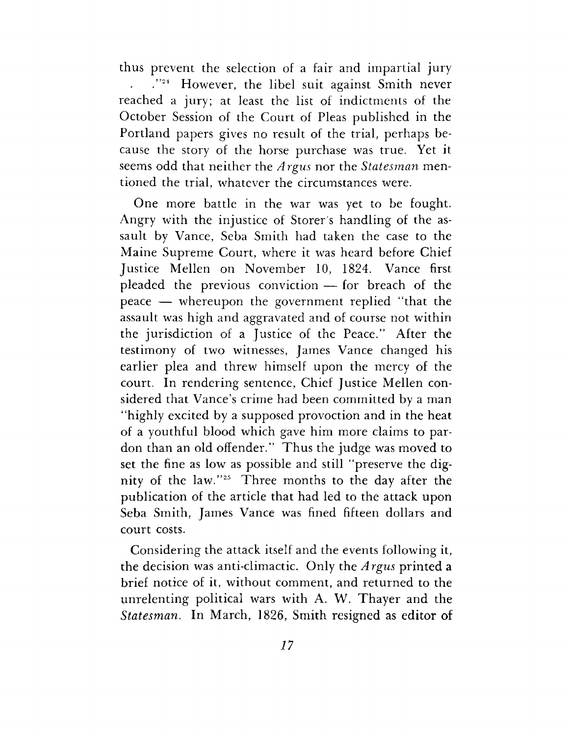thus prevent the selection of a fair and impartial jury . ."[24] However, the libel suit against Smith never reached a jury; at least the list of indictments of the October Session of the Court of Pleas published in the Portland papers gives no result of the trial, perhaps because the story of the horse purchase was true. Yet it seems odd that neither the *Argus* nor the *Statesman* mentioned the trial, whatever the circumstances were.

One more battle in the war was yet to be fought. Angry with the injustice of Storer's handling of the assault by Vance, Seba Smith had taken the case to the Maine Supreme Court, where it was heard before Chief Justice Mellen on November 10, 1824. Vance first pleaded the previous conviction — for breach of the peace — whereupon the government replied "that the assault was high and aggravated and of course not within the jurisdiction of a Justice of the Peace." After the testimony of two witnesses, James Vance changed his earlier plea and threw himself upon the mercy of the court. In rendering sentence, Chief Justice Mellen considered that Vance's crime had been committed by a man "highly excited by a supposed provoction and in the heat of a youthful blood which gave him more claims to pardon than an old offender." Thus the judge was moved to set the fine as low as possible and still "preserve the dignity of the law."[25] Three months to the day after the publication of the article that had led to the attack upon Seba Smith, James Vance was fined fifteen dollars and court costs.

Considering the attack itself and the events following it, the decision was anti-climactic. Only the *Argus* printed a brief notice of it, without comment, and returned to the unrelenting political wars with A. W. Thayer and the *Statesman*. In March, 1826, Smith resigned as editor of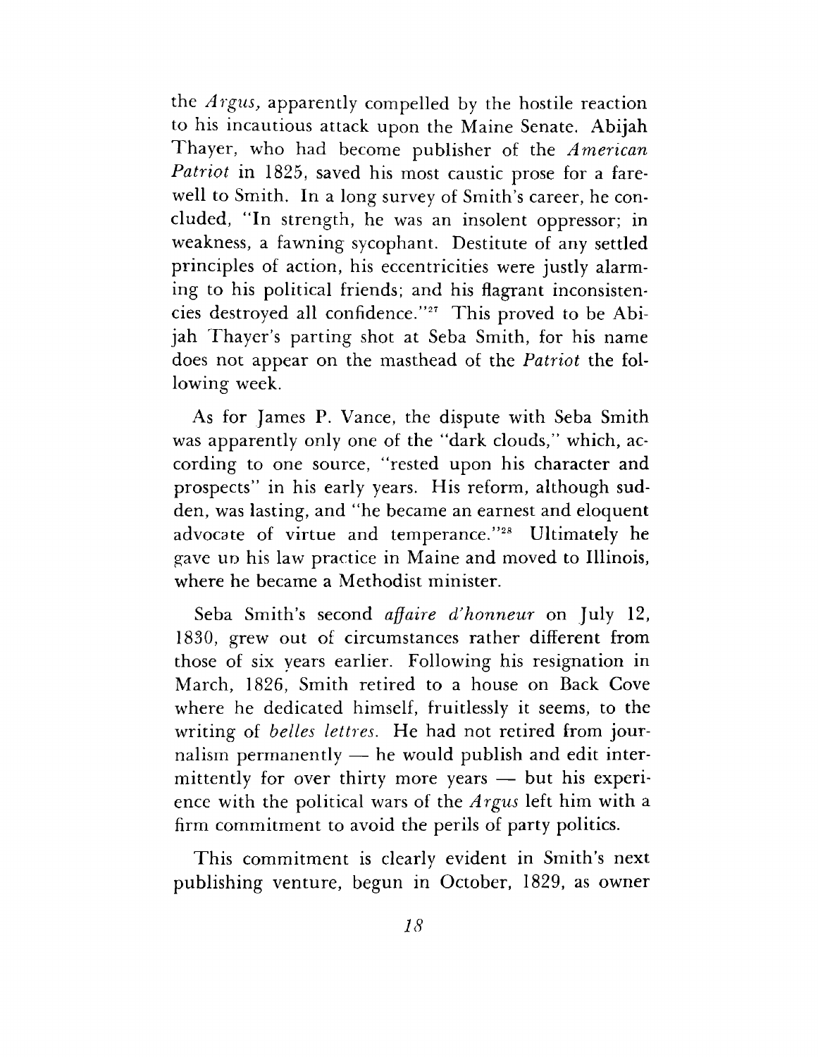the *Argus*, apparently compelled by the hostile reaction to his incautious attack upon the Maine Senate. Abijah Thayer, who had become publisher of the *American Patriot* in 1825, saved his most caustic prose for a farewell to Smith. In a long survey of Smith's career, he concluded, "In strength, he was an insolent oppressor; in weakness, a fawning sycophant. Destitute of any settled principles of action, his eccentricities were justly alarming to his political friends; and his flagrant inconsistencies destroyed all confidence."[27] This proved to be Abijah Thayer's parting shot at Seba Smith, for his name does not appear on the masthead of the *Patriot* the following week.

As for James P. Vance, the dispute with Seba Smith was apparently only one of the "dark clouds," which, according to one source, "rested upon his character and prospects" in his early years. His reform, although sudden, was lasting, and "he became an earnest and eloquent advocate of virtue and temperance."[28] Ultimately he gave up his law practice in Maine and moved to Illinois, where he became a Methodist minister.

Seba Smith's second *affaire d'honneur* on July 12, 1830, grew out of circumstances rather different from those of six years earlier. Following his resignation in March, 1826, Smith retired to a house on Back Cove where he dedicated himself, fruitlessly it seems, to the writing of *belles lettres*. He had not retired from journalism permanently — he would publish and edit intermittently for over thirty more years — but his experience with the political wars of the *Argus* left him with a firm commitment to avoid the perils of party politics.

This commitment is clearly evident in Smith's next publishing venture, begun in October, 1829, as owner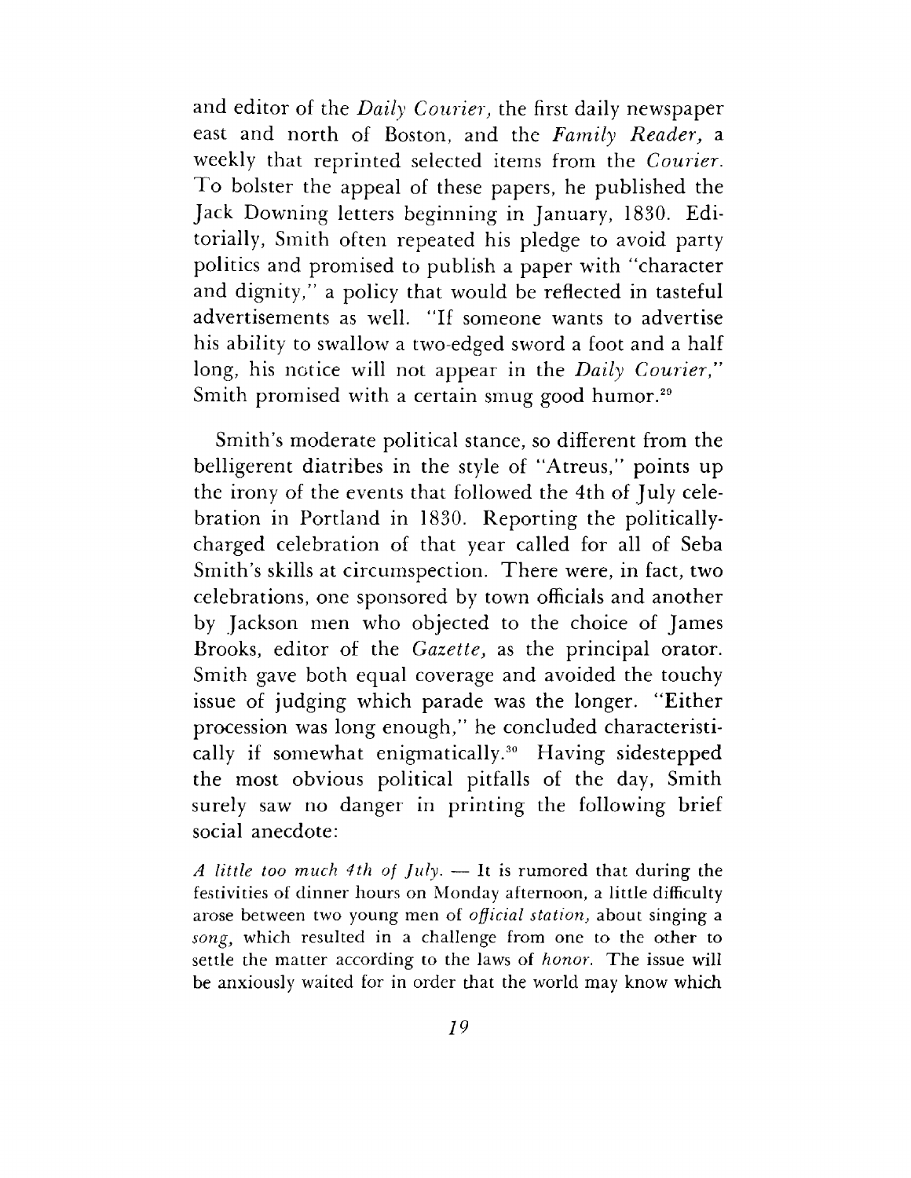and editor of the *Daily Courier*, the first daily newspaper east and north of Boston, and the *Family Reader*, a weekly that reprinted selected items from the *Courier*. To bolster the appeal of these papers, he published the Jack Downing letters beginning in January, 1830. Editorially, Smith often repeated his pledge to avoid party politics and promised to publish a paper with "character and dignity," a policy that would be reflected in tasteful advertisements as well. "If someone wants to advertise his ability to swallow a two-edged sword a foot and a half long, his notice will not appear in the *Daily Courier*," Smith promised with a certain smug good humor.[29]

Smith's moderate political stance, so different from the belligerent diatribes in the style of "Atreus," points up the irony of the events that followed the 4th of July celebration in Portland in 1830. Reporting the politically-charged celebration of that year called for all of Seba Smith's skills at circumspection. There were, in fact, two celebrations, one sponsored by town officials and another by Jackson men who objected to the choice of James Brooks, editor of the *Gazette*, as the principal orator. Smith gave both equal coverage and avoided the touchy issue of judging which parade was the longer. "Either procession was long enough," he concluded characteristically if somewhat enigmatically.[30] Having sidestepped the most obvious political pitfalls of the day, Smith surely saw no danger in printing the following brief social anecdote:

*A little too much 4th of July.* — It is rumored that during the festivities of dinner hours on Monday afternoon, a little difficulty arose between two young men of *official station*, about singing a *song*, which resulted in a challenge from one to the other to settle the matter according to the laws of *honor*. The issue will be anxiously waited for in order that the world may know which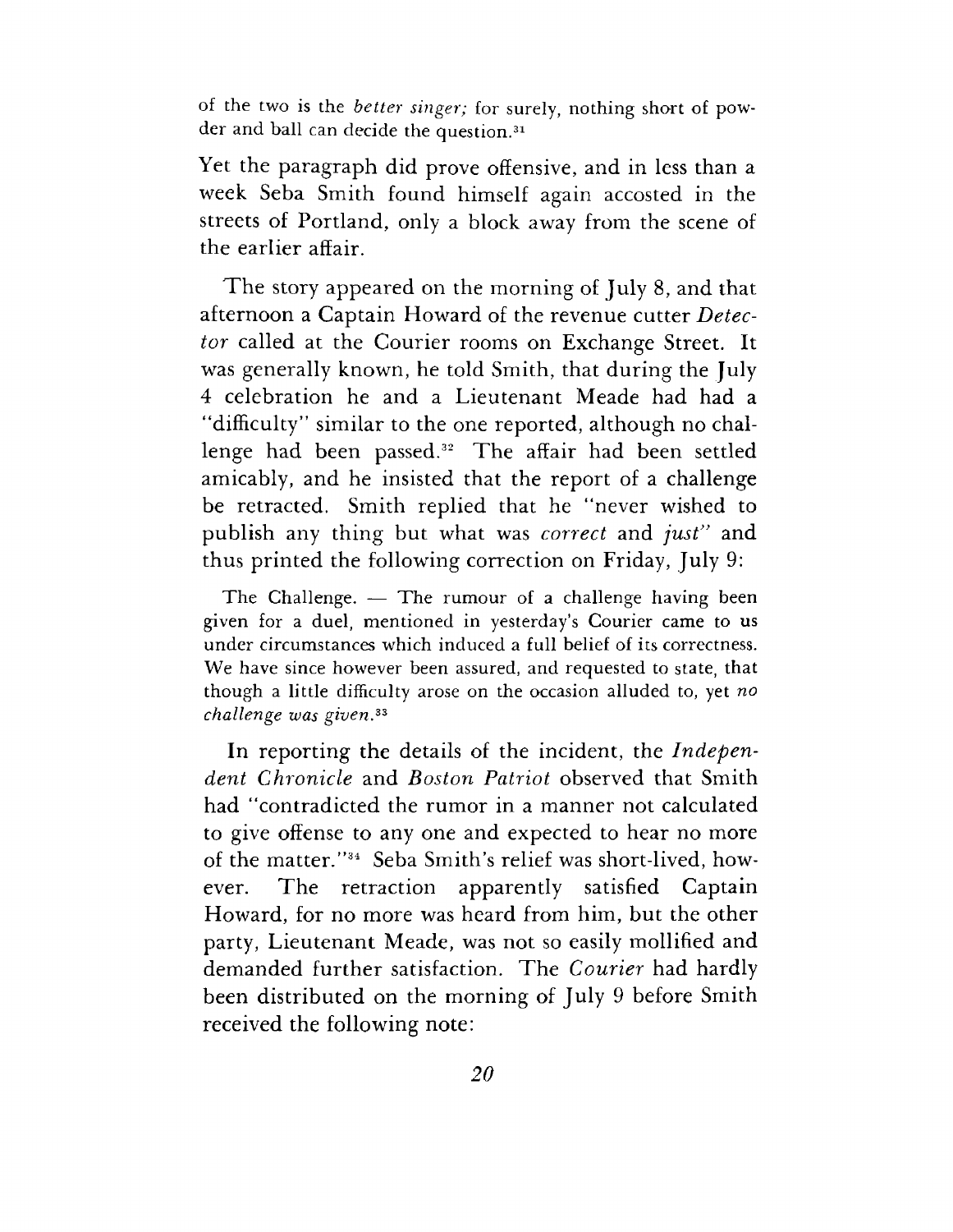of the two is the *better singer;* for surely, nothing short of powder and ball can decide the question.[31]

Yet the paragraph did prove offensive, and in less than a week Seba Smith found himself again accosted in the streets of Portland, only a block away from the scene of the earlier affair.

The story appeared on the morning of July 8, and that afternoon a Captain Howard of the revenue cutter *Detector* called at the Courier rooms on Exchange Street. It was generally known, he told Smith, that during the July 4 celebration he and a Lieutenant Meade had had a "difficulty" similar to the one reported, although no challenge had been passed.[32] The affair had been settled amicably, and he insisted that the report of a challenge be retracted. Smith replied that he "never wished to publish any thing but what was *correct* and *just*" and thus printed the following correction on Friday, July 9:

> The Challenge. — The rumour of a challenge having been given for a duel, mentioned in yesterday's Courier came to us under circumstances which induced a full belief of its correctness. We have since however been assured, and requested to state, that though a little difficulty arose on the occasion alluded to, yet *no challenge was given.*[33]

In reporting the details of the incident, the *Independent Chronicle* and *Boston Patriot* observed that Smith had "contradicted the rumor in a manner not calculated to give offense to any one and expected to hear no more of the matter."[34] Seba Smith's relief was short-lived, however. The retraction apparently satisfied Captain Howard, for no more was heard from him, but the other party, Lieutenant Meade, was not so easily mollified and demanded further satisfaction. The *Courier* had hardly been distributed on the morning of July 9 before Smith received the following note: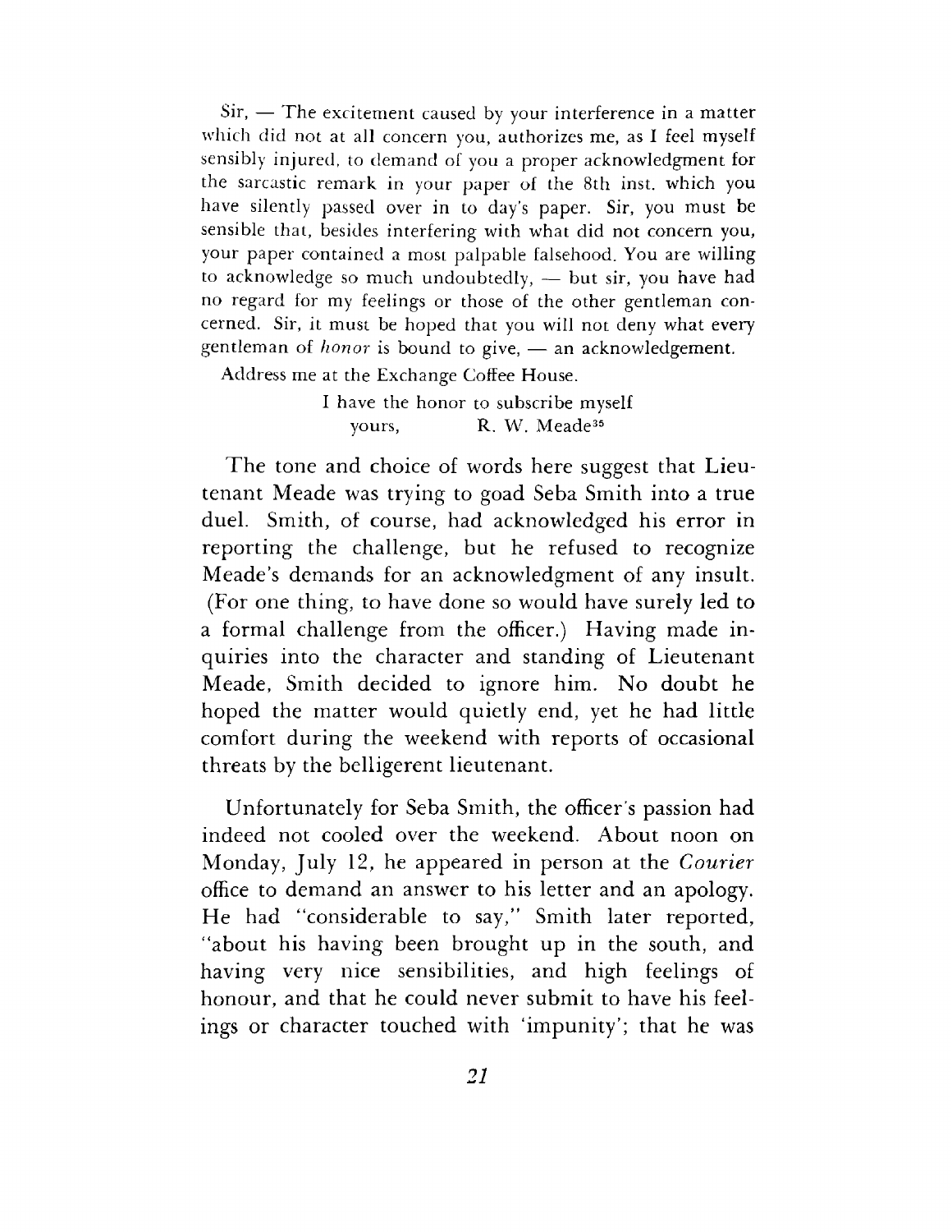Sir, — The excitement caused by your interference in a matter which did not at all concern you, authorizes me, as I feel myself sensibly injured, to demand of you a proper acknowledgment for the sarcastic remark in your paper of the 8th inst. which you have silently passed over in to day's paper. Sir, you must be sensible that, besides interfering with what did not concern you, your paper contained a most palpable falsehood. You are willing to acknowledge so much undoubtedly, — but sir, you have had no regard for my feelings or those of the other gentleman concerned. Sir, it must be hoped that you will not deny what every gentleman of *honor* is bound to give, — an acknowledgement.

Address me at the Exchange Coffee House.

I have the honor to subscribe myself
yours, R. W. Meade[35]

The tone and choice of words here suggest that Lieutenant Meade was trying to goad Seba Smith into a true duel. Smith, of course, had acknowledged his error in reporting the challenge, but he refused to recognize Meade's demands for an acknowledgment of any insult. (For one thing, to have done so would have surely led to a formal challenge from the officer.) Having made inquiries into the character and standing of Lieutenant Meade, Smith decided to ignore him. No doubt he hoped the matter would quietly end, yet he had little comfort during the weekend with reports of occasional threats by the belligerent lieutenant.

Unfortunately for Seba Smith, the officer's passion had indeed not cooled over the weekend. About noon on Monday, July 12, he appeared in person at the *Courier* office to demand an answer to his letter and an apology. He had "considerable to say," Smith later reported, "about his having been brought up in the south, and having very nice sensibilities, and high feelings of honour, and that he could never submit to have his feelings or character touched with 'impunity'; that he was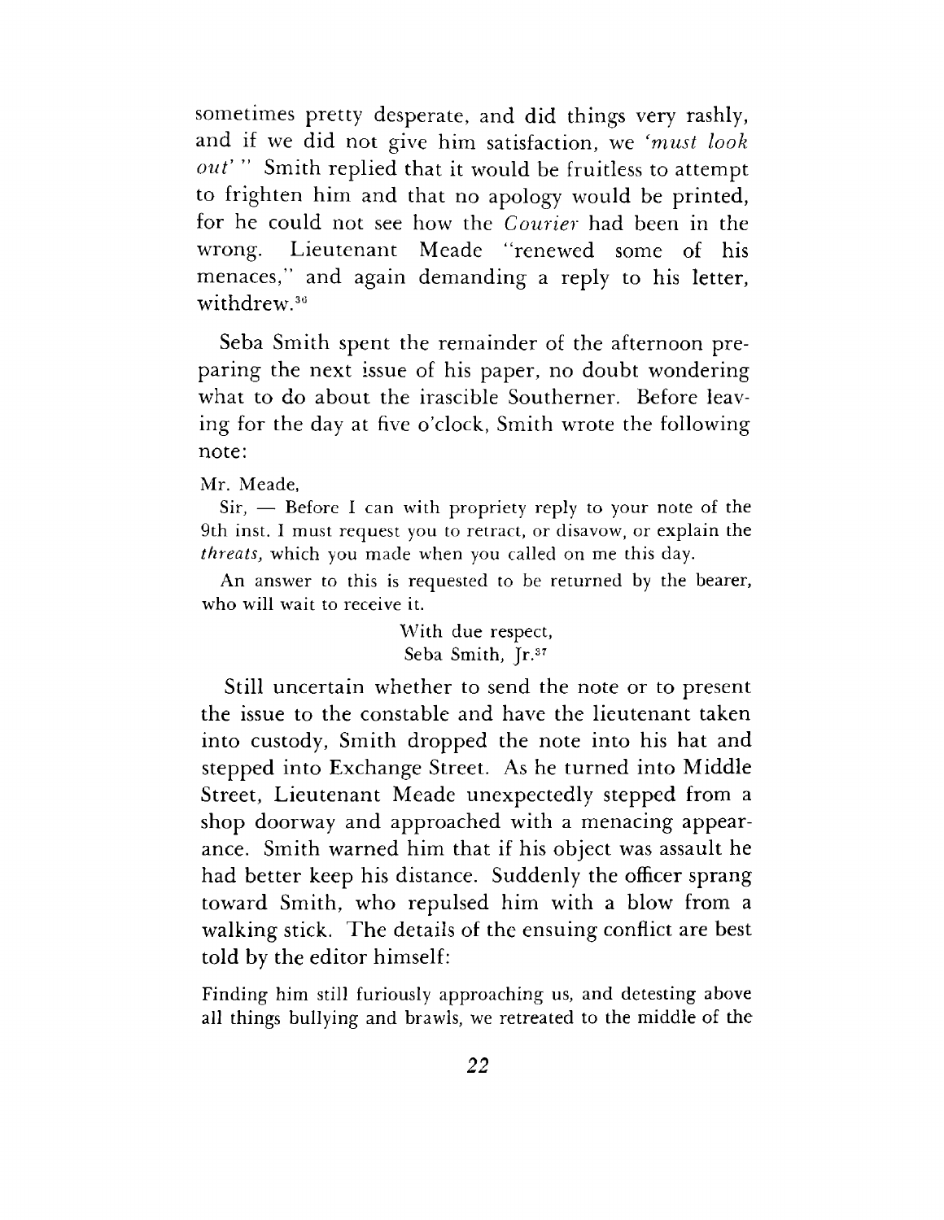sometimes pretty desperate, and did things very rashly, and if we did not give him satisfaction, we '*must look out*' " Smith replied that it would be fruitless to attempt to frighten him and that no apology would be printed, for he could not see how the *Courier* had been in the wrong. Lieutenant Meade "renewed some of his menaces," and again demanding a reply to his letter, withdrew.[36]

Seba Smith spent the remainder of the afternoon preparing the next issue of his paper, no doubt wondering what to do about the irascible Southerner. Before leaving for the day at five o'clock, Smith wrote the following note:

> Mr. Meade,
>
> Sir, — Before I can with propriety reply to your note of the 9th inst. I must request you to retract, or disavow, or explain the *threats*, which you made when you called on me this day.
>
> An answer to this is requested to be returned by the bearer, who will wait to receive it.
>
> With due respect,
> Seba Smith, Jr.[37]

Still uncertain whether to send the note or to present the issue to the constable and have the lieutenant taken into custody, Smith dropped the note into his hat and stepped into Exchange Street. As he turned into Middle Street, Lieutenant Meade unexpectedly stepped from a shop doorway and approached with a menacing appearance. Smith warned him that if his object was assault he had better keep his distance. Suddenly the officer sprang toward Smith, who repulsed him with a blow from a walking stick. The details of the ensuing conflict are best told by the editor himself:

> Finding him still furiously approaching us, and detesting above all things bullying and brawls, we retreated to the middle of the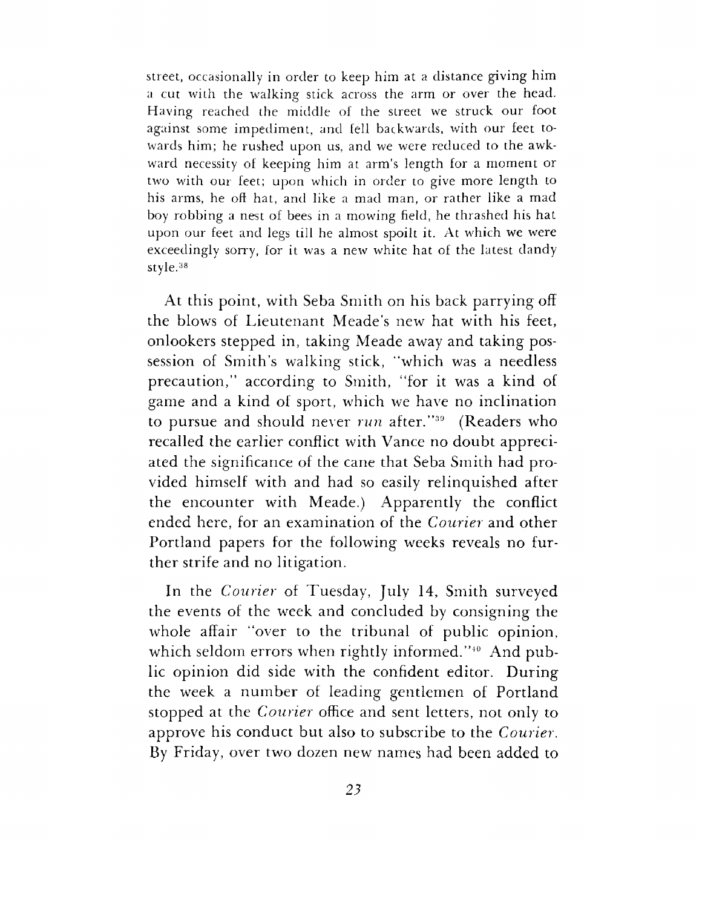street, occasionally in order to keep him at a distance giving him a cut with the walking stick across the arm or over the head. Having reached the middle of the street we struck our foot against some impediment, and fell backwards, with our feet towards him; he rushed upon us, and we were reduced to the awkward necessity of keeping him at arm's length for a moment or two with our feet; upon which in order to give more length to his arms, he off hat, and like a mad man, or rather like a mad boy robbing a nest of bees in a mowing field, he thrashed his hat upon our feet and legs till he almost spoilt it. At which we were exceedingly sorry, for it was a new white hat of the latest dandy style.[38]

At this point, with Seba Smith on his back parrying off the blows of Lieutenant Meade's new hat with his feet, onlookers stepped in, taking Meade away and taking possession of Smith's walking stick, "which was a needless precaution," according to Smith, "for it was a kind of game and a kind of sport, which we have no inclination to pursue and should never *run* after."[39] (Readers who recalled the earlier conflict with Vance no doubt appreciated the significance of the cane that Seba Smith had provided himself with and had so easily relinquished after the encounter with Meade.) Apparently the conflict ended here, for an examination of the *Courier* and other Portland papers for the following weeks reveals no further strife and no litigation.

In the *Courier* of Tuesday, July 14, Smith surveyed the events of the week and concluded by consigning the whole affair "over to the tribunal of public opinion, which seldom errors when rightly informed."[40] And public opinion did side with the confident editor. During the week a number of leading gentlemen of Portland stopped at the *Courier* office and sent letters, not only to approve his conduct but also to subscribe to the *Courier*. By Friday, over two dozen new names had been added to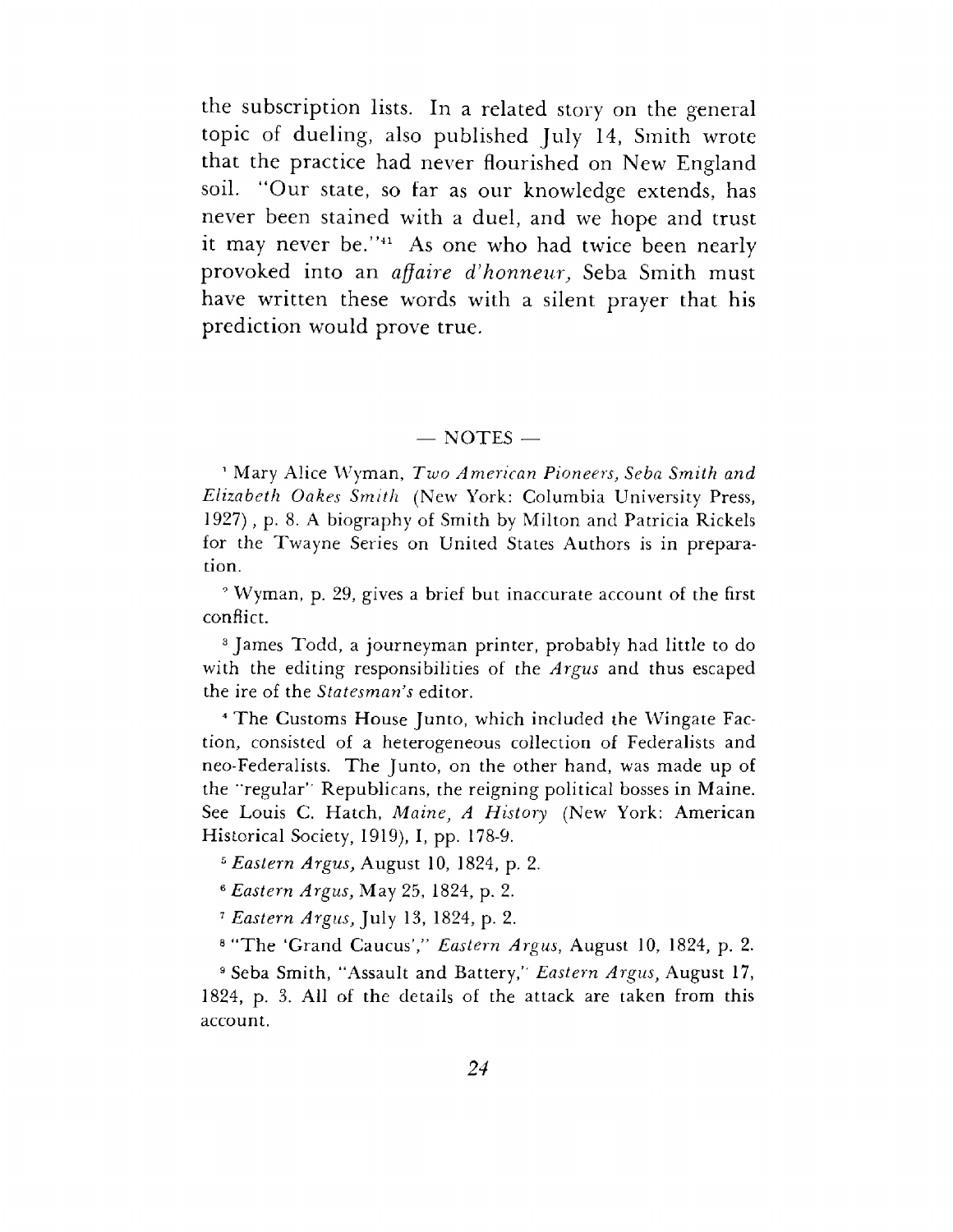the subscription lists. In a related story on the general topic of dueling, also published July 14, Smith wrote that the practice had never flourished on New England soil. "Our state, so far as our knowledge extends, has never been stained with a duel, and we hope and trust it may never be."[41] As one who had twice been nearly provoked into an *affaire d'honneur,* Seba Smith must have written these words with a silent prayer that his prediction would prove true.

## — NOTES —

[1] Mary Alice Wyman, *Two American Pioneers, Seba Smith and Elizabeth Oakes Smith* (New York: Columbia University Press, 1927), p. 8. A biography of Smith by Milton and Patricia Rickels for the Twayne Series on United States Authors is in preparation.

[2] Wyman, p. 29, gives a brief but inaccurate account of the first conflict.

[3] James Todd, a journeyman printer, probably had little to do with the editing responsibilities of the *Argus* and thus escaped the ire of the *Statesman's* editor.

[4] The Customs House Junto, which included the Wingate Faction, consisted of a heterogeneous collection of Federalists and neo-Federalists. The Junto, on the other hand, was made up of the "regular" Republicans, the reigning political bosses in Maine. See Louis C. Hatch, *Maine, A History* (New York: American Historical Society, 1919), I, pp. 178-9.

[5] *Eastern Argus,* August 10, 1824, p. 2.

[6] *Eastern Argus,* May 25, 1824, p. 2.

[7] *Eastern Argus,* July 13, 1824, p. 2.

[8] "The 'Grand Caucus'," *Eastern Argus,* August 10, 1824, p. 2.

[9] Seba Smith, "Assault and Battery," *Eastern Argus,* August 17, 1824, p. 3. All of the details of the attack are taken from this account.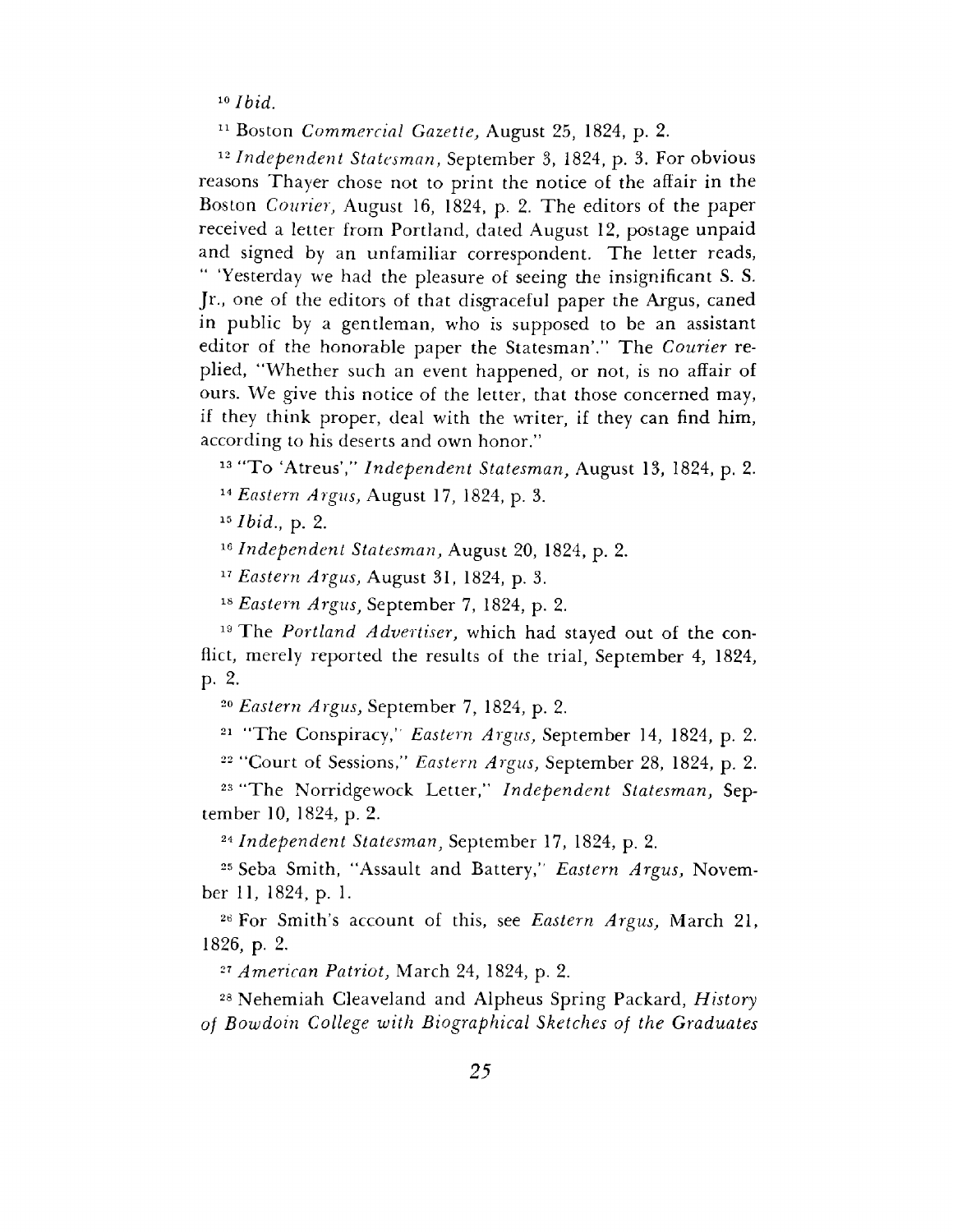[10] *Ibid.*

[11] Boston *Commercial Gazette,* August 25, 1824, p. 2.

[12] *Independent Statesman,* September 3, 1824, p. 3. For obvious reasons Thayer chose not to print the notice of the affair in the Boston *Courier,* August 16, 1824, p. 2. The editors of the paper received a letter from Portland, dated August 12, postage unpaid and signed by an unfamiliar correspondent. The letter reads, " 'Yesterday we had the pleasure of seeing the insignificant S. S. Jr., one of the editors of that disgraceful paper the Argus, caned in public by a gentleman, who is supposed to be an assistant editor of the honorable paper the Statesman'." The *Courier* replied, "Whether such an event happened, or not, is no affair of ours. We give this notice of the letter, that those concerned may, if they think proper, deal with the writer, if they can find him, according to his deserts and own honor."

[13] "To 'Atreus'," *Independent Statesman,* August 13, 1824, p. 2.

[14] *Eastern Argus,* August 17, 1824, p. 3.

[15] *Ibid.,* p. 2.

[16] *Independent Statesman,* August 20, 1824, p. 2.

[17] *Eastern Argus,* August 31, 1824, p. 3.

[18] *Eastern Argus,* September 7, 1824, p. 2.

[19] The *Portland Advertiser,* which had stayed out of the conflict, merely reported the results of the trial, September 4, 1824, p. 2.

[20] *Eastern Argus,* September 7, 1824, p. 2.

[21] "The Conspiracy," *Eastern Argus,* September 14, 1824, p. 2.

[22] "Court of Sessions," *Eastern Argus,* September 28, 1824, p. 2.

[23] "The Norridgewock Letter," *Independent Statesman,* September 10, 1824, p. 2.

[24] *Independent Statesman,* September 17, 1824, p. 2.

[25] Seba Smith, "Assault and Battery," *Eastern Argus,* November 11, 1824, p. 1.

[26] For Smith's account of this, see *Eastern Argus,* March 21, 1826, p. 2.

[27] *American Patriot,* March 24, 1824, p. 2.

[28] Nehemiah Cleaveland and Alpheus Spring Packard, *History of Bowdoin College with Biographical Sketches of the Graduates*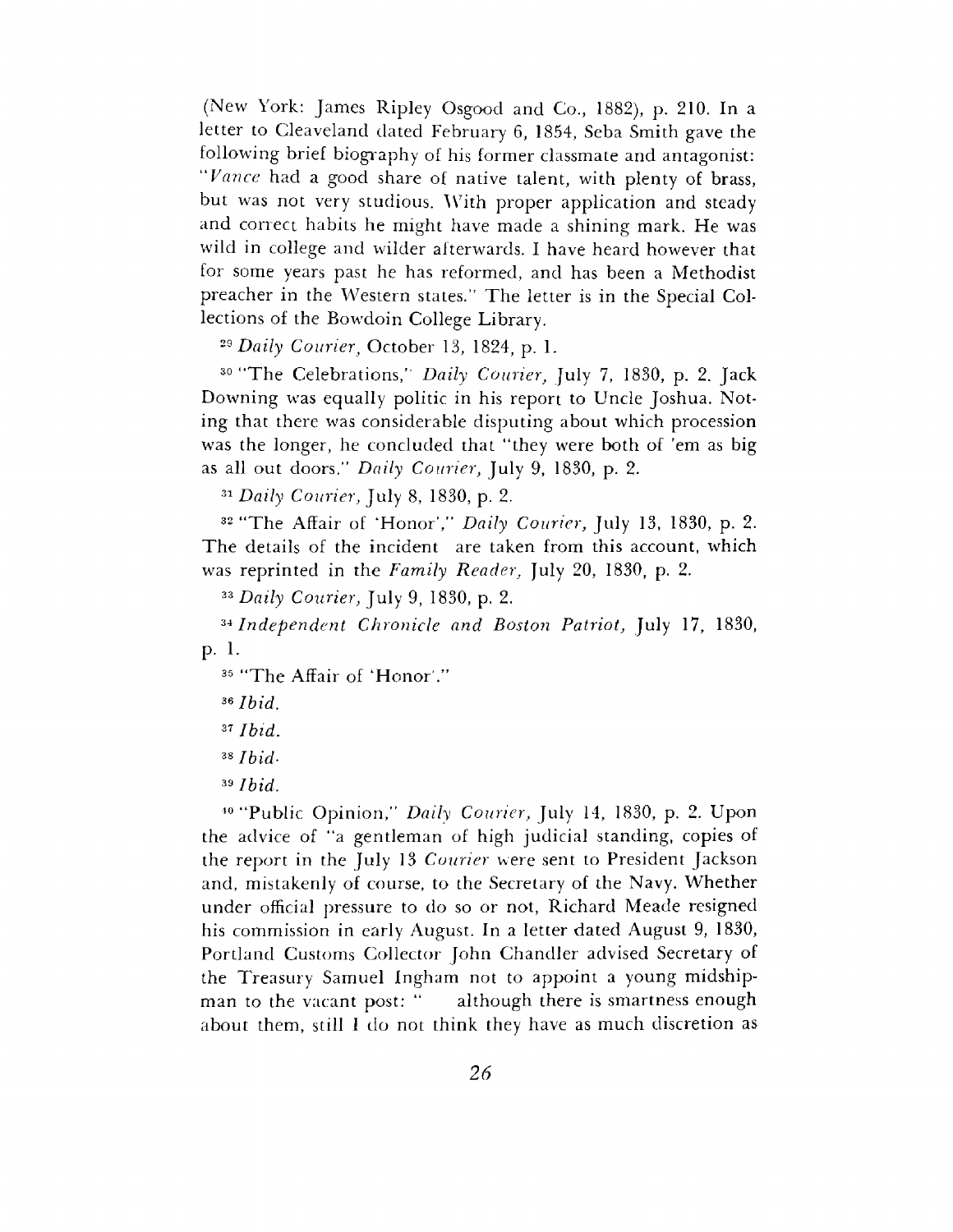(New York: James Ripley Osgood and Co., 1882), p. 210. In a letter to Cleaveland dated February 6, 1854, Seba Smith gave the following brief biography of his former classmate and antagonist: "*Vance* had a good share of native talent, with plenty of brass, but was not very studious. With proper application and steady and correct habits he might have made a shining mark. He was wild in college and wilder afterwards. I have heard however that for some years past he has reformed, and has been a Methodist preacher in the Western states." The letter is in the Special Collections of the Bowdoin College Library.

[29] *Daily Courier*, October 13, 1824, p. 1.

[30] "The Celebrations," *Daily Courier*, July 7, 1830, p. 2. Jack Downing was equally politic in his report to Uncle Joshua. Noting that there was considerable disputing about which procession was the longer, he concluded that "they were both of 'em as big as all out doors." *Daily Courier*, July 9, 1830, p. 2.

[31] *Daily Courier*, July 8, 1830, p. 2.

[32] "The Affair of 'Honor'," *Daily Courier*, July 13, 1830, p. 2. The details of the incident are taken from this account, which was reprinted in the *Family Reader*, July 20, 1830, p. 2.

[33] *Daily Courier*, July 9, 1830, p. 2.

[34] *Independent Chronicle and Boston Patriot*, July 17, 1830, p. 1.

[35] "The Affair of 'Honor'."

[36] *Ibid.*

[37] *Ibid.*

[38] *Ibid.*

[39] *Ibid.*

[40] "Public Opinion," *Daily Courier*, July 14, 1830, p. 2. Upon the advice of "a gentleman of high judicial standing, copies of the report in the July 13 *Courier* were sent to President Jackson and, mistakenly of course, to the Secretary of the Navy. Whether under official pressure to do so or not, Richard Meade resigned his commission in early August. In a letter dated August 9, 1830, Portland Customs Collector John Chandler advised Secretary of the Treasury Samuel Ingham not to appoint a young midshipman to the vacant post: " although there is smartness enough about them, still I do not think they have as much discretion as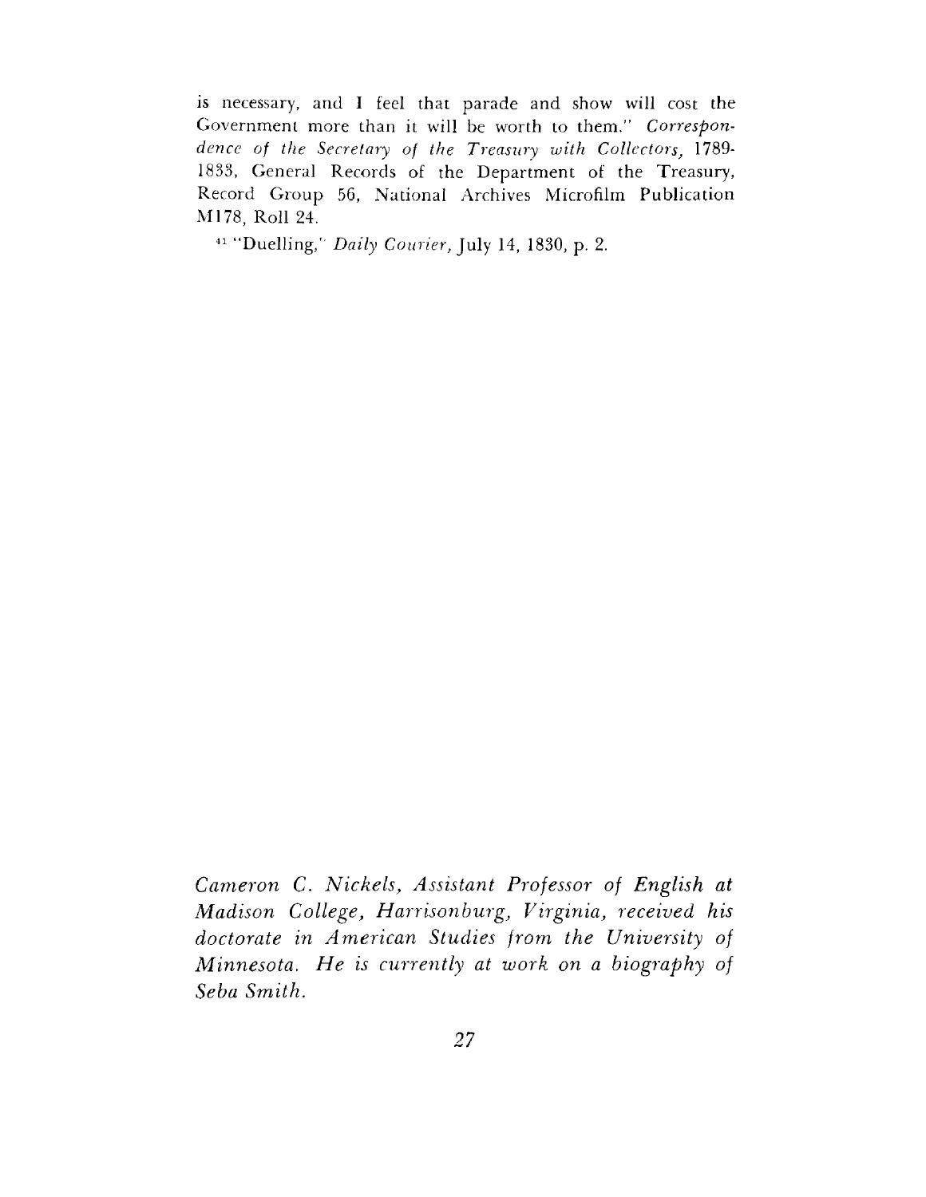is necessary, and I feel that parade and show will cost the Government more than it will be worth to them." *Correspondence of the Secretary of the Treasury with Collectors,* 1789-1833, General Records of the Department of the Treasury, Record Group 56, National Archives Microfilm Publication M178, Roll 24.

[41] "Duelling," *Daily Courier,* July 14, 1830, p. 2.

*Cameron C. Nickels, Assistant Professor of English at Madison College, Harrisonburg, Virginia, received his doctorate in American Studies from the University of Minnesota. He is currently at work on a biography of Seba Smith.*